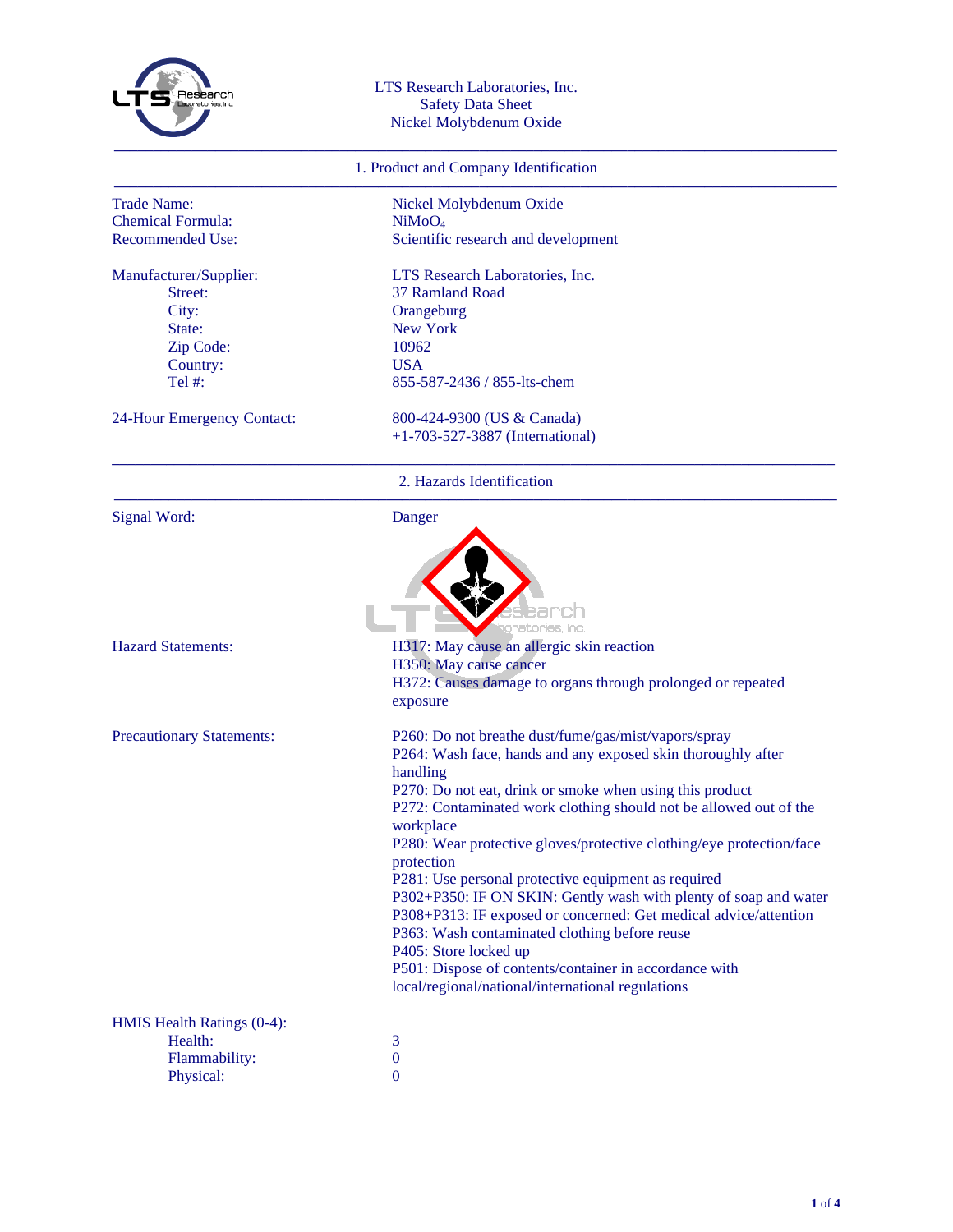LTS Research Laboratories, Inc.
Safety Data Sheet
Nickel Molybdenum Oxide

## 1. Product and Company Identification

| | |
|---|---|
| Trade Name: | Nickel Molybdenum Oxide |
| Chemical Formula: | $NiMoO_4$ |
| Recommended Use: | Scientific research and development |
| Manufacturer/Supplier: | LTS Research Laboratories, Inc. |
| Street: | 37 Ramland Road |
| City: | Orangeburg |
| State: | New York |
| Zip Code: | 10962 |
| Country: | USA |
| Tel #: | 855-587-2436 / 855-lts-chem |
| 24-Hour Emergency Contact: | 800-424-9300 (US & Canada)<br>+1-703-527-3887 (International) |

## 2. Hazards Identification

**Signal Word:** Danger

**Hazard Statements:**

H317: May cause an allergic skin reaction
H350: May cause cancer
H372: Causes damage to organs through prolonged or repeated exposure

**Precautionary Statements:**

P260: Do not breathe dust/fume/gas/mist/vapors/spray
P264: Wash face, hands and any exposed skin thoroughly after handling
P270: Do not eat, drink or smoke when using this product
P272: Contaminated work clothing should not be allowed out of the workplace
P280: Wear protective gloves/protective clothing/eye protection/face protection
P281: Use personal protective equipment as required
P302+P350: IF ON SKIN: Gently wash with plenty of soap and water
P308+P313: IF exposed or concerned: Get medical advice/attention
P363: Wash contaminated clothing before reuse
P405: Store locked up
P501: Dispose of contents/container in accordance with local/regional/national/international regulations

**HMIS Health Ratings (0-4):**

| | |
|---|---|
| Health: | 3 |
| Flammability: | 0 |
| Physical: | 0 |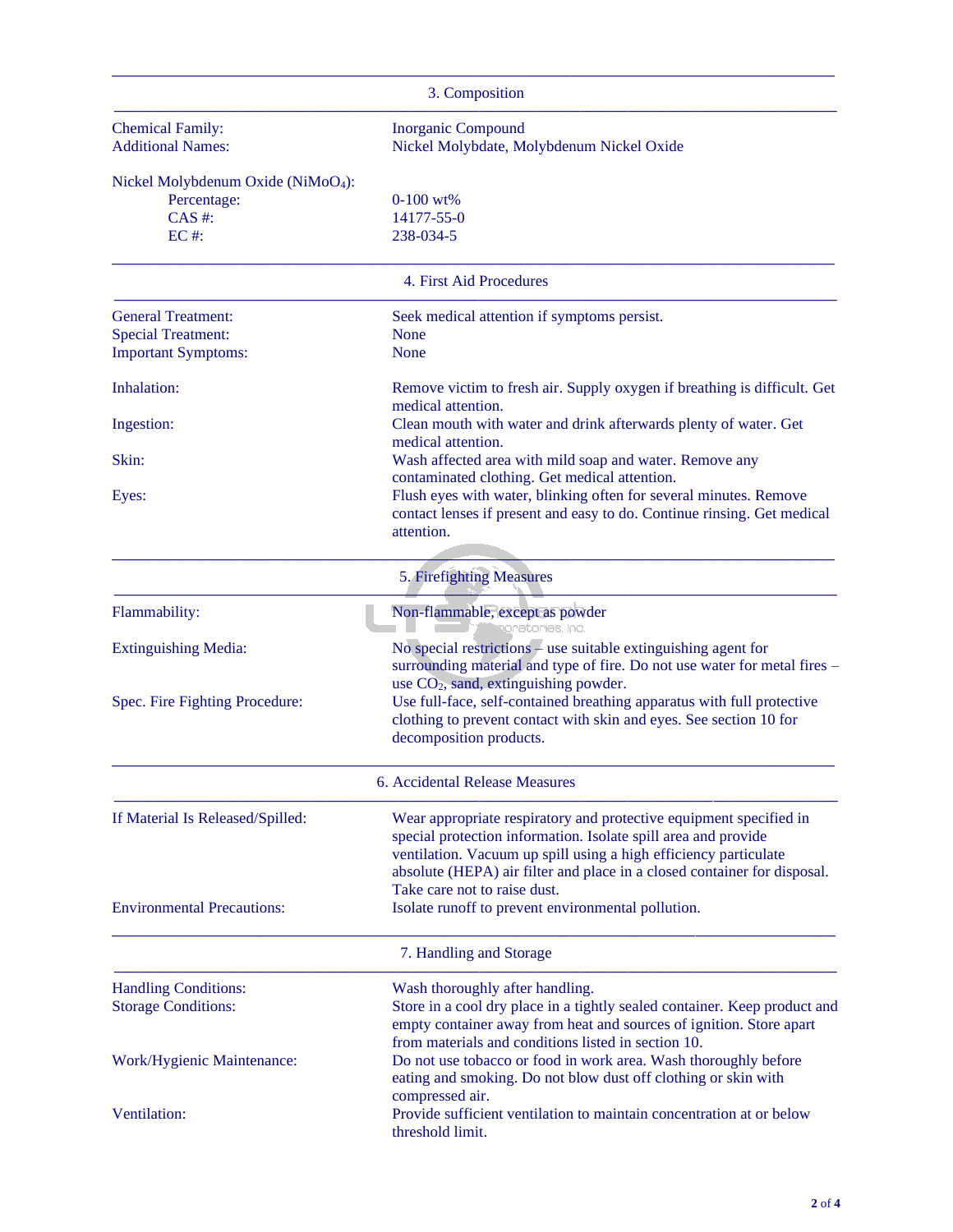## 3. Composition

| | |
|---|---|
| Chemical Family: | Inorganic Compound |
| Additional Names: | Nickel Molybdate, Molybdenum Nickel Oxide |

Nickel Molybdenum Oxide ($NiMoO_4$):

| | |
|---|---|
| Percentage: | 0-100 wt% |
| CAS #: | 14177-55-0 |
| EC #: | 238-034-5 |

## 4. First Aid Procedures

| | |
|---|---|
| General Treatment: | Seek medical attention if symptoms persist. |
| Special Treatment: | None |
| Important Symptoms: | None |
| Inhalation: | Remove victim to fresh air. Supply oxygen if breathing is difficult. Get medical attention. |
| Ingestion: | Clean mouth with water and drink afterwards plenty of water. Get medical attention. |
| Skin: | Wash affected area with mild soap and water. Remove any contaminated clothing. Get medical attention. |
| Eyes: | Flush eyes with water, blinking often for several minutes. Remove contact lenses if present and easy to do. Continue rinsing. Get medical attention. |

## 5. Firefighting Measures

| | |
|---|---|
| Flammability: | Non-flammable, except as powder |
| Extinguishing Media: | No special restrictions – use suitable extinguishing agent for surrounding material and type of fire. Do not use water for metal fires – use $CO_2$, sand, extinguishing powder. |
| Spec. Fire Fighting Procedure: | Use full-face, self-contained breathing apparatus with full protective clothing to prevent contact with skin and eyes. See section 10 for decomposition products. |

## 6. Accidental Release Measures

| | |
|---|---|
| If Material Is Released/Spilled: | Wear appropriate respiratory and protective equipment specified in special protection information. Isolate spill area and provide ventilation. Vacuum up spill using a high efficiency particulate absolute (HEPA) air filter and place in a closed container for disposal. Take care not to raise dust. |
| Environmental Precautions: | Isolate runoff to prevent environmental pollution. |

## 7. Handling and Storage

| | |
|---|---|
| Handling Conditions: | Wash thoroughly after handling. |
| Storage Conditions: | Store in a cool dry place in a tightly sealed container. Keep product and empty container away from heat and sources of ignition. Store apart from materials and conditions listed in section 10. |
| Work/Hygienic Maintenance: | Do not use tobacco or food in work area. Wash thoroughly before eating and smoking. Do not blow dust off clothing or skin with compressed air. |
| Ventilation: | Provide sufficient ventilation to maintain concentration at or below threshold limit. |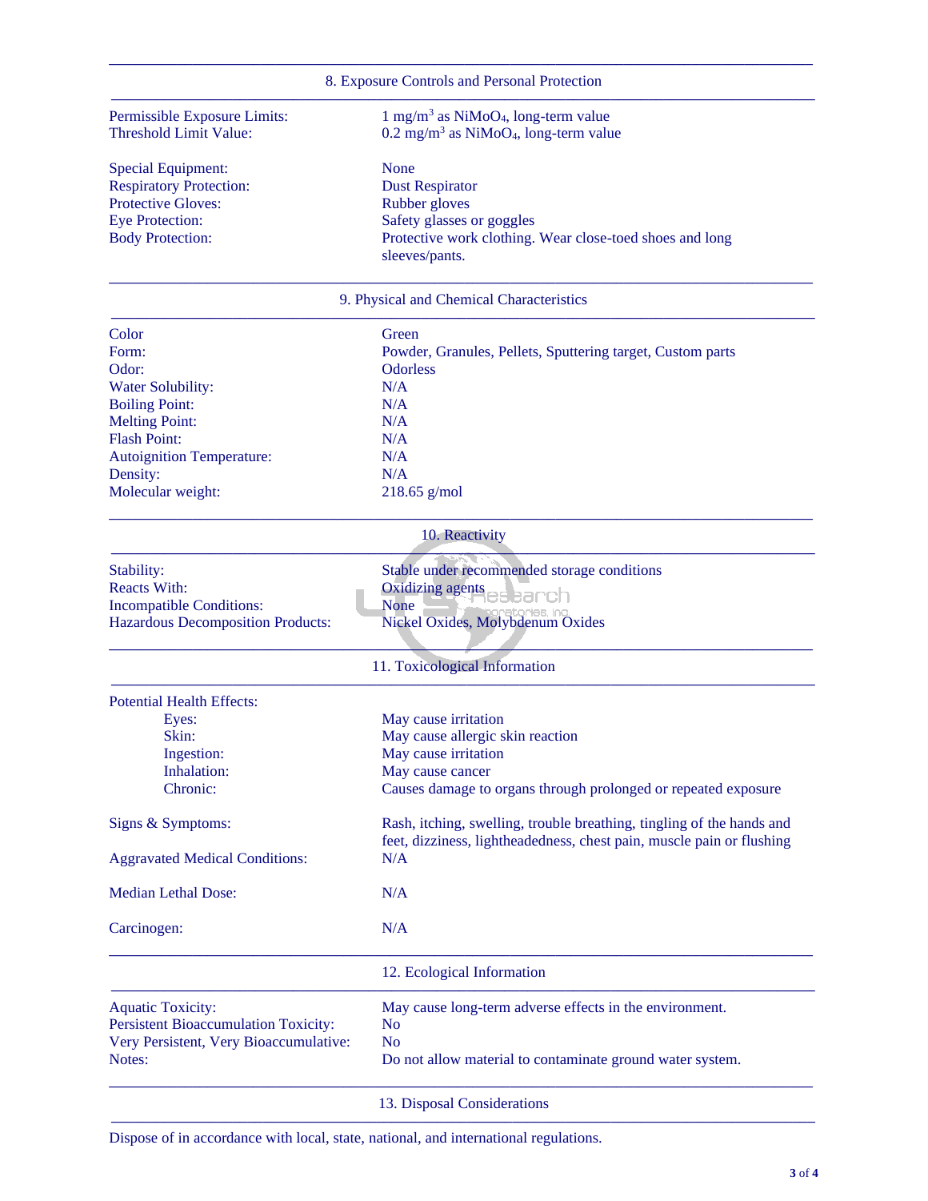## 8. Exposure Controls and Personal Protection

| | |
|---|---|
| Permissible Exposure Limits: | 1 mg/m$^3$ as $NiMoO_4$, long-term value |
| Threshold Limit Value: | 0.2 mg/m$^3$ as $NiMoO_4$, long-term value |
| Special Equipment: | None |
| Respiratory Protection: | Dust Respirator |
| Protective Gloves: | Rubber gloves |
| Eye Protection: | Safety glasses or goggles |
| Body Protection: | Protective work clothing. Wear close-toed shoes and long sleeves/pants. |

## 9. Physical and Chemical Characteristics

| | |
|---|---|
| Color | Green |
| Form: | Powder, Granules, Pellets, Sputtering target, Custom parts |
| Odor: | Odorless |
| Water Solubility: | N/A |
| Boiling Point: | N/A |
| Melting Point: | N/A |
| Flash Point: | N/A |
| Autoignition Temperature: | N/A |
| Density: | N/A |
| Molecular weight: | 218.65 g/mol |

## 10. Reactivity

| | |
|---|---|
| Stability: | Stable under recommended storage conditions |
| Reacts With: | Oxidizing agents |
| Incompatible Conditions: | None |
| Hazardous Decomposition Products: | Nickel Oxides, Molybdenum Oxides |

## 11. Toxicological Information

Potential Health Effects:

| | |
|---|---|
| Eyes: | May cause irritation |
| Skin: | May cause allergic skin reaction |
| Ingestion: | May cause irritation |
| Inhalation: | May cause cancer |
| Chronic: | Causes damage to organs through prolonged or repeated exposure |

| | |
|---|---|
| Signs & Symptoms: | Rash, itching, swelling, trouble breathing, tingling of the hands and feet, dizziness, lightheadedness, chest pain, muscle pain or flushing |
| Aggravated Medical Conditions: | N/A |
| Median Lethal Dose: | N/A |
| Carcinogen: | N/A |

## 12. Ecological Information

| | |
|---|---|
| Aquatic Toxicity: | May cause long-term adverse effects in the environment. |
| Persistent Bioaccumulation Toxicity: | No |
| Very Persistent, Very Bioaccumulative: | No |
| Notes: | Do not allow material to contaminate ground water system. |

## 13. Disposal Considerations

Dispose of in accordance with local, state, national, and international regulations.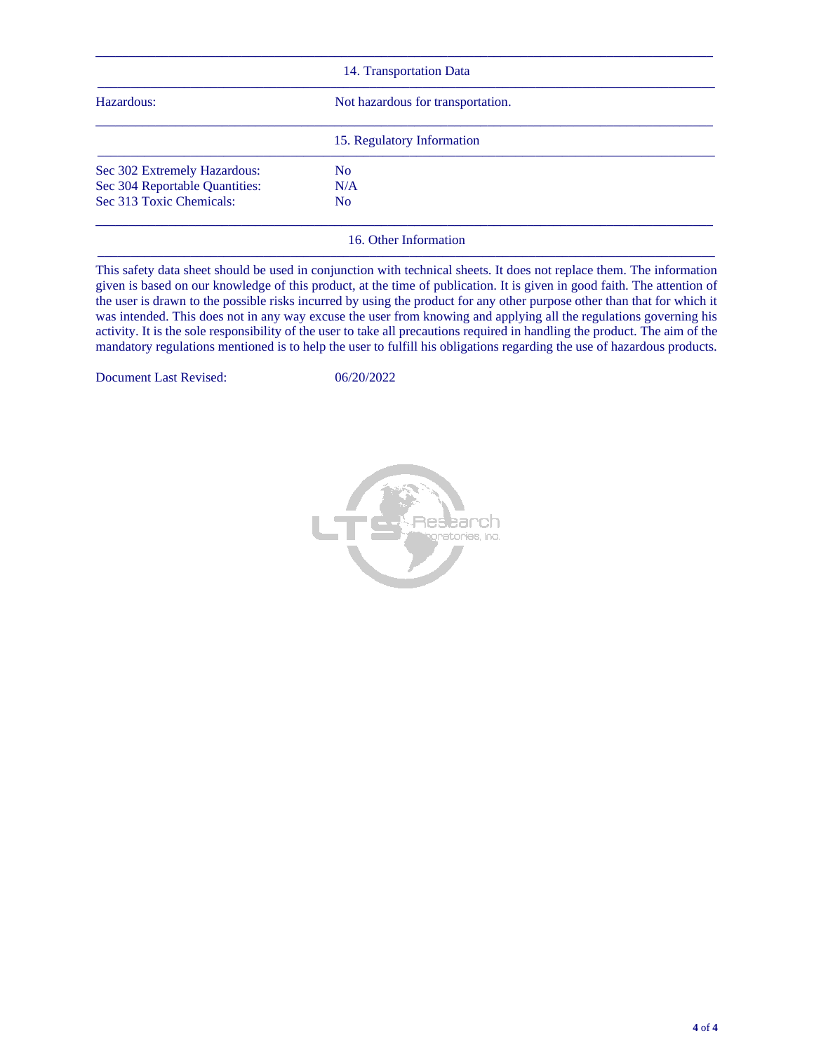## 14. Transportation Data

| | |
|---|---|
| Hazardous: | Not hazardous for transportation. |

## 15. Regulatory Information

| | |
|---|---|
| Sec 302 Extremely Hazardous: | No |
| Sec 304 Reportable Quantities: | N/A |
| Sec 313 Toxic Chemicals: | No |

## 16. Other Information

This safety data sheet should be used in conjunction with technical sheets. It does not replace them. The information given is based on our knowledge of this product, at the time of publication. It is given in good faith. The attention of the user is drawn to the possible risks incurred by using the product for any other purpose other than that for which it was intended. This does not in any way excuse the user from knowing and applying all the regulations governing his activity. It is the sole responsibility of the user to take all precautions required in handling the product. The aim of the mandatory regulations mentioned is to help the user to fulfill his obligations regarding the use of hazardous products.

Document Last Revised: 06/20/2022